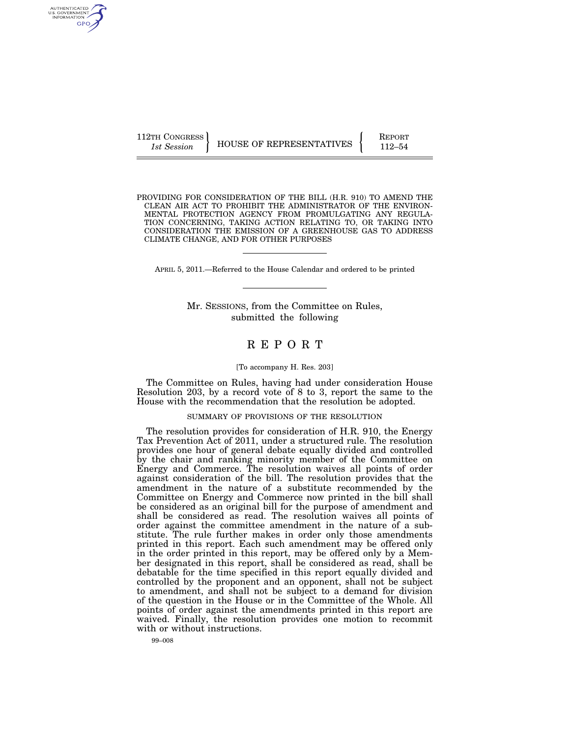112TH CONGRESS
*1st Session*

HOUSE OF REPRESENTATIVES

REPORT
112–54

# PROVIDING FOR CONSIDERATION OF THE BILL (H.R. 910) TO AMEND THE CLEAN AIR ACT TO PROHIBIT THE ADMINISTRATOR OF THE ENVIRONMENTAL PROTECTION AGENCY FROM PROMULGATING ANY REGULATION CONCERNING, TAKING ACTION RELATING TO, OR TAKING INTO CONSIDERATION THE EMISSION OF A GREENHOUSE GAS TO ADDRESS CLIMATE CHANGE, AND FOR OTHER PURPOSES

APRIL 5, 2011.—Referred to the House Calendar and ordered to be printed

Mr. SESSIONS, from the Committee on Rules, submitted the following

# REPORT

[To accompany H. Res. 203]

The Committee on Rules, having had under consideration House Resolution 203, by a record vote of 8 to 3, report the same to the House with the recommendation that the resolution be adopted.

## SUMMARY OF PROVISIONS OF THE RESOLUTION

The resolution provides for consideration of H.R. 910, the Energy Tax Prevention Act of 2011, under a structured rule. The resolution provides one hour of general debate equally divided and controlled by the chair and ranking minority member of the Committee on Energy and Commerce. The resolution waives all points of order against consideration of the bill. The resolution provides that the amendment in the nature of a substitute recommended by the Committee on Energy and Commerce now printed in the bill shall be considered as an original bill for the purpose of amendment and shall be considered as read. The resolution waives all points of order against the committee amendment in the nature of a substitute. The rule further makes in order only those amendments printed in this report. Each such amendment may be offered only in the order printed in this report, may be offered only by a Member designated in this report, shall be considered as read, shall be debatable for the time specified in this report equally divided and controlled by the proponent and an opponent, shall not be subject to amendment, and shall not be subject to a demand for division of the question in the House or in the Committee of the Whole. All points of order against the amendments printed in this report are waived. Finally, the resolution provides one motion to recommit with or without instructions.

99–008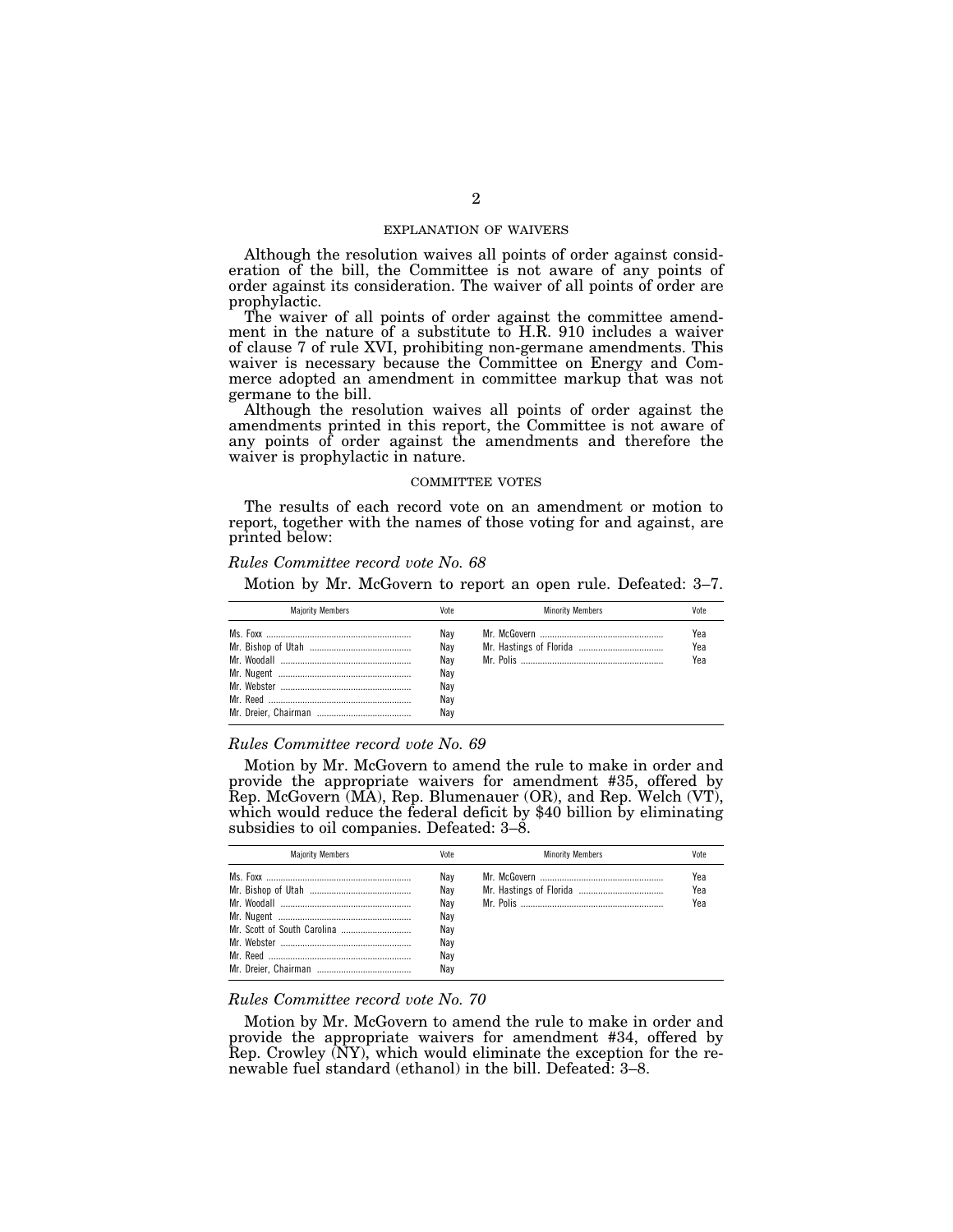## EXPLANATION OF WAIVERS

Although the resolution waives all points of order against consideration of the bill, the Committee is not aware of any points of order against its consideration. The waiver of all points of order are prophylactic.

The waiver of all points of order against the committee amendment in the nature of a substitute to H.R. 910 includes a waiver of clause 7 of rule XVI, prohibiting non-germane amendments. This waiver is necessary because the Committee on Energy and Commerce adopted an amendment in committee markup that was not germane to the bill.

Although the resolution waives all points of order against the amendments printed in this report, the Committee is not aware of any points of order against the amendments and therefore the waiver is prophylactic in nature.

## COMMITTEE VOTES

The results of each record vote on an amendment or motion to report, together with the names of those voting for and against, are printed below:

*Rules Committee record vote No. 68*

Motion by Mr. McGovern to report an open rule. Defeated: 3–7.

| Majority Members | Vote | Minority Members | Vote |
|---|---|---|---|
| Ms. Foxx | Nay | Mr. McGovern | Yea |
| Mr. Bishop of Utah | Nay | Mr. Hastings of Florida | Yea |
| Mr. Woodall | Nay | Mr. Polis | Yea |
| Mr. Nugent | Nay | | |
| Mr. Webster | Nay | | |
| Mr. Reed | Nay | | |
| Mr. Dreier, Chairman | Nay | | |

*Rules Committee record vote No. 69*

Motion by Mr. McGovern to amend the rule to make in order and provide the appropriate waivers for amendment #35, offered by Rep. McGovern (MA), Rep. Blumenauer (OR), and Rep. Welch (VT), which would reduce the federal deficit by $40 billion by eliminating subsidies to oil companies. Defeated: 3–8.

| Majority Members | Vote | Minority Members | Vote |
|---|---|---|---|
| Ms. Foxx | Nay | Mr. McGovern | Yea |
| Mr. Bishop of Utah | Nay | Mr. Hastings of Florida | Yea |
| Mr. Woodall | Nay | Mr. Polis | Yea |
| Mr. Nugent | Nay | | |
| Mr. Scott of South Carolina | Nay | | |
| Mr. Webster | Nay | | |
| Mr. Reed | Nay | | |
| Mr. Dreier, Chairman | Nay | | |

*Rules Committee record vote No. 70*

Motion by Mr. McGovern to amend the rule to make in order and provide the appropriate waivers for amendment #34, offered by Rep. Crowley (NY), which would eliminate the exception for the renewable fuel standard (ethanol) in the bill. Defeated: 3–8.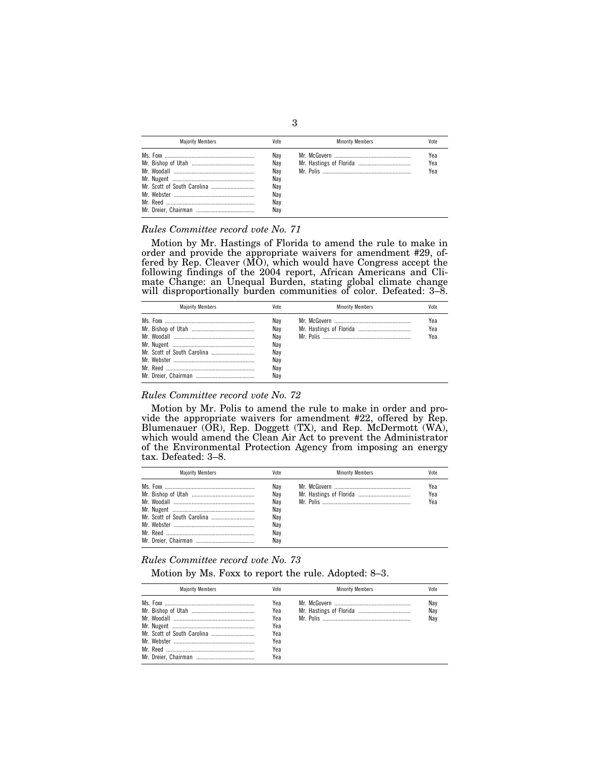| Majority Members | Vote | Minority Members | Vote |
| --- | --- | --- | --- |
| Ms. Foxx | Nay | Mr. McGovern | Yea |
| Mr. Bishop of Utah | Nay | Mr. Hastings of Florida | Yea |
| Mr. Woodall | Nay | Mr. Polis | Yea |
| Mr. Nugent | Nay | | |
| Mr. Scott of South Carolina | Nay | | |
| Mr. Webster | Nay | | |
| Mr. Reed | Nay | | |
| Mr. Dreier, Chairman | Nay | | |

*Rules Committee record vote No. 71*

Motion by Mr. Hastings of Florida to amend the rule to make in order and provide the appropriate waivers for amendment #29, offered by Rep. Cleaver (MO), which would have Congress accept the following findings of the 2004 report, African Americans and Climate Change: an Unequal Burden, stating global climate change will disproportionally burden communities of color. Defeated: 3–8.

| Majority Members | Vote | Minority Members | Vote |
| --- | --- | --- | --- |
| Ms. Foxx | Nay | Mr. McGovern | Yea |
| Mr. Bishop of Utah | Nay | Mr. Hastings of Florida | Yea |
| Mr. Woodall | Nay | Mr. Polis | Yea |
| Mr. Nugent | Nay | | |
| Mr. Scott of South Carolina | Nay | | |
| Mr. Webster | Nay | | |
| Mr. Reed | Nay | | |
| Mr. Dreier, Chairman | Nay | | |

*Rules Committee record vote No. 72*

Motion by Mr. Polis to amend the rule to make in order and provide the appropriate waivers for amendment #22, offered by Rep. Blumenauer (OR), Rep. Doggett (TX), and Rep. McDermott (WA), which would amend the Clean Air Act to prevent the Administrator of the Environmental Protection Agency from imposing an energy tax. Defeated: 3–8.

| Majority Members | Vote | Minority Members | Vote |
| --- | --- | --- | --- |
| Ms. Foxx | Nay | Mr. McGovern | Yea |
| Mr. Bishop of Utah | Nay | Mr. Hastings of Florida | Yea |
| Mr. Woodall | Nay | Mr. Polis | Yea |
| Mr. Nugent | Nay | | |
| Mr. Scott of South Carolina | Nay | | |
| Mr. Webster | Nay | | |
| Mr. Reed | Nay | | |
| Mr. Dreier, Chairman | Nay | | |

*Rules Committee record vote No. 73*

Motion by Ms. Foxx to report the rule. Adopted: 8–3.

| Majority Members | Vote | Minority Members | Vote |
| --- | --- | --- | --- |
| Ms. Foxx | Yea | Mr. McGovern | Nay |
| Mr. Bishop of Utah | Yea | Mr. Hastings of Florida | Nay |
| Mr. Woodall | Yea | Mr. Polis | Nay |
| Mr. Nugent | Yea | | |
| Mr. Scott of South Carolina | Yea | | |
| Mr. Webster | Yea | | |
| Mr. Reed | Yea | | |
| Mr. Dreier, Chairman | Yea | | |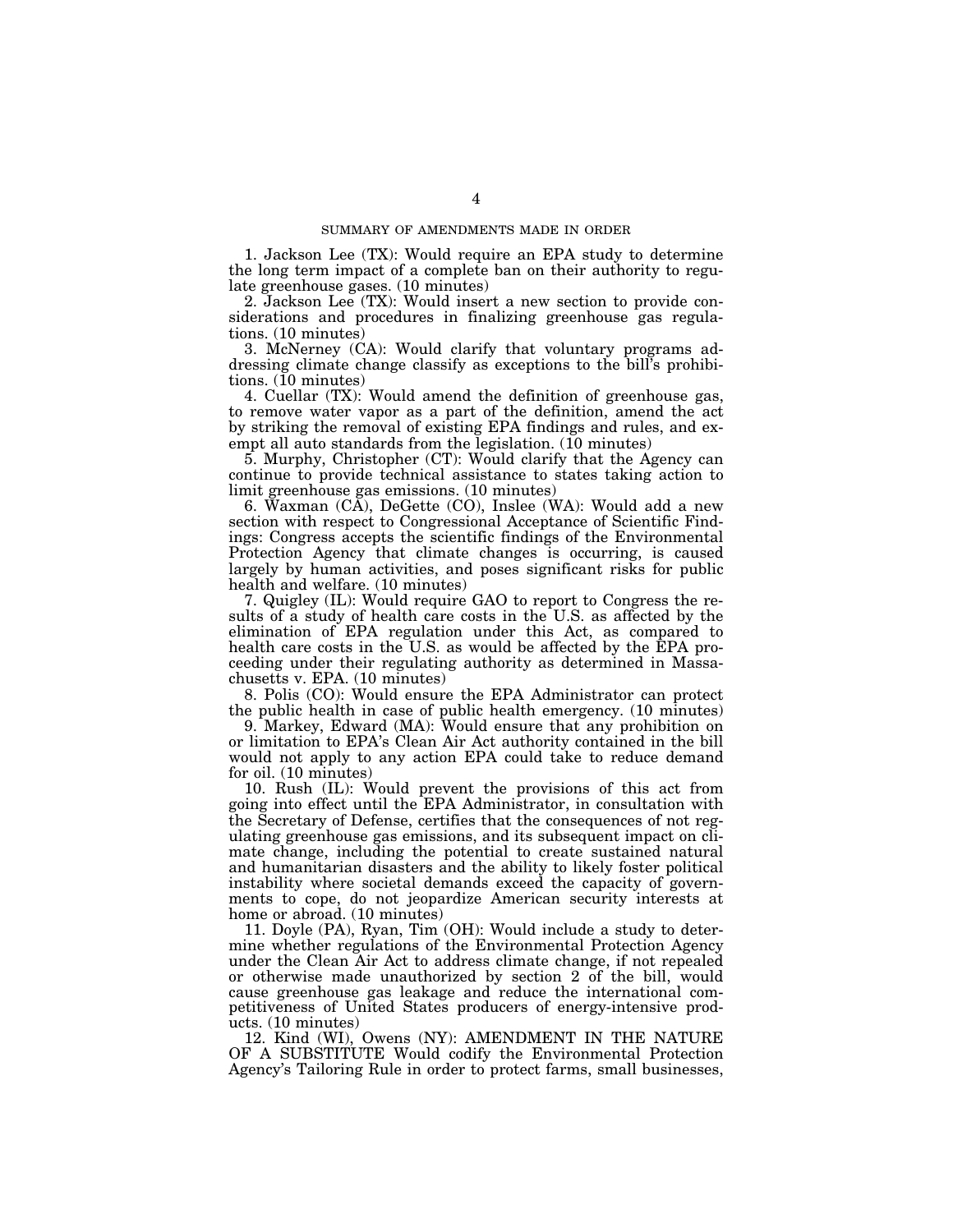## SUMMARY OF AMENDMENTS MADE IN ORDER

1. Jackson Lee (TX): Would require an EPA study to determine the long term impact of a complete ban on their authority to regulate greenhouse gases. (10 minutes)

2. Jackson Lee (TX): Would insert a new section to provide considerations and procedures in finalizing greenhouse gas regulations. (10 minutes)

3. McNerney (CA): Would clarify that voluntary programs addressing climate change classify as exceptions to the bill's prohibitions. (10 minutes)

4. Cuellar (TX): Would amend the definition of greenhouse gas, to remove water vapor as a part of the definition, amend the act by striking the removal of existing EPA findings and rules, and exempt all auto standards from the legislation. (10 minutes)

5. Murphy, Christopher (CT): Would clarify that the Agency can continue to provide technical assistance to states taking action to limit greenhouse gas emissions. (10 minutes)

6. Waxman (CA), DeGette (CO), Inslee (WA): Would add a new section with respect to Congressional Acceptance of Scientific Findings: Congress accepts the scientific findings of the Environmental Protection Agency that climate changes is occurring, is caused largely by human activities, and poses significant risks for public health and welfare. (10 minutes)

7. Quigley (IL): Would require GAO to report to Congress the results of a study of health care costs in the U.S. as affected by the elimination of EPA regulation under this Act, as compared to health care costs in the U.S. as would be affected by the EPA proceeding under their regulating authority as determined in Massachusetts v. EPA. (10 minutes)

8. Polis (CO): Would ensure the EPA Administrator can protect the public health in case of public health emergency. (10 minutes)

9. Markey, Edward (MA): Would ensure that any prohibition on or limitation to EPA's Clean Air Act authority contained in the bill would not apply to any action EPA could take to reduce demand for oil. (10 minutes)

10. Rush (IL): Would prevent the provisions of this act from going into effect until the EPA Administrator, in consultation with the Secretary of Defense, certifies that the consequences of not regulating greenhouse gas emissions, and its subsequent impact on climate change, including the potential to create sustained natural and humanitarian disasters and the ability to likely foster political instability where societal demands exceed the capacity of governments to cope, do not jeopardize American security interests at home or abroad. (10 minutes)

11. Doyle (PA), Ryan, Tim (OH): Would include a study to determine whether regulations of the Environmental Protection Agency under the Clean Air Act to address climate change, if not repealed or otherwise made unauthorized by section 2 of the bill, would cause greenhouse gas leakage and reduce the international competitiveness of United States producers of energy-intensive products. (10 minutes)

12. Kind (WI), Owens (NY): AMENDMENT IN THE NATURE OF A SUBSTITUTE Would codify the Environmental Protection Agency's Tailoring Rule in order to protect farms, small businesses,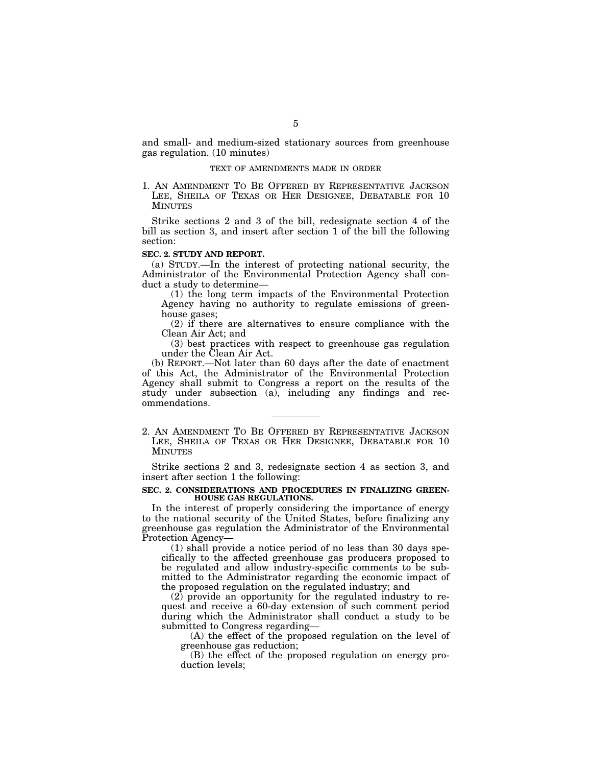and small- and medium-sized stationary sources from greenhouse gas regulation. (10 minutes)

TEXT OF AMENDMENTS MADE IN ORDER

1. AN AMENDMENT TO BE OFFERED BY REPRESENTATIVE JACKSON LEE, SHEILA OF TEXAS OR HER DESIGNEE, DEBATABLE FOR 10 MINUTES

Strike sections 2 and 3 of the bill, redesignate section 4 of the bill as section 3, and insert after section 1 of the bill the following section:

**SEC. 2. STUDY AND REPORT.**

(a) STUDY.—In the interest of protecting national security, the Administrator of the Environmental Protection Agency shall conduct a study to determine—

(1) the long term impacts of the Environmental Protection Agency having no authority to regulate emissions of greenhouse gases;

(2) if there are alternatives to ensure compliance with the Clean Air Act; and

(3) best practices with respect to greenhouse gas regulation under the Clean Air Act.

(b) REPORT.—Not later than 60 days after the date of enactment of this Act, the Administrator of the Environmental Protection Agency shall submit to Congress a report on the results of the study under subsection (a), including any findings and recommendations.

---

2. AN AMENDMENT TO BE OFFERED BY REPRESENTATIVE JACKSON LEE, SHEILA OF TEXAS OR HER DESIGNEE, DEBATABLE FOR 10 MINUTES

Strike sections 2 and 3, redesignate section 4 as section 3, and insert after section 1 the following:

**SEC. 2. CONSIDERATIONS AND PROCEDURES IN FINALIZING GREENHOUSE GAS REGULATIONS.**

In the interest of properly considering the importance of energy to the national security of the United States, before finalizing any greenhouse gas regulation the Administrator of the Environmental Protection Agency—

(1) shall provide a notice period of no less than 30 days specifically to the affected greenhouse gas producers proposed to be regulated and allow industry-specific comments to be submitted to the Administrator regarding the economic impact of the proposed regulation on the regulated industry; and

(2) provide an opportunity for the regulated industry to request and receive a 60-day extension of such comment period during which the Administrator shall conduct a study to be submitted to Congress regarding—

(A) the effect of the proposed regulation on the level of greenhouse gas reduction;

(B) the effect of the proposed regulation on energy production levels;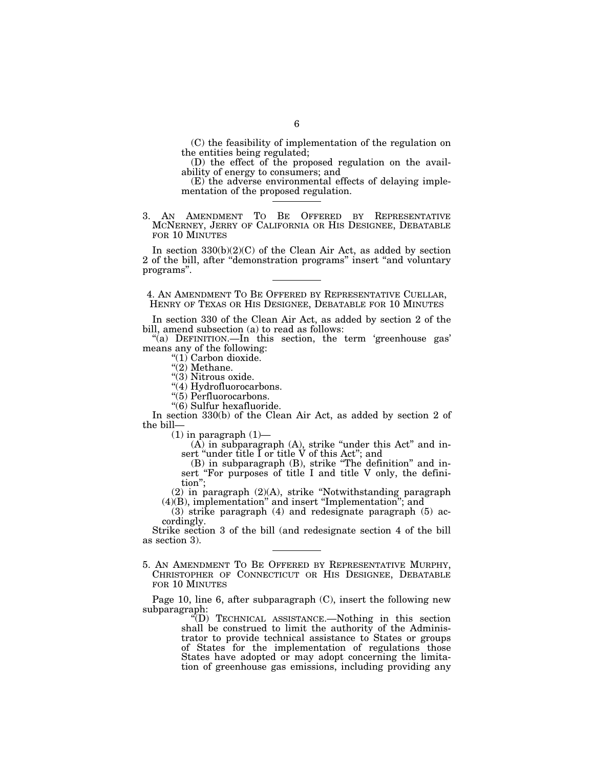(C) the feasibility of implementation of the regulation on the entities being regulated;

(D) the effect of the proposed regulation on the availability of energy to consumers; and

(E) the adverse environmental effects of delaying implementation of the proposed regulation.

---

3. AN AMENDMENT TO BE OFFERED BY REPRESENTATIVE MCNERNEY, JERRY OF CALIFORNIA OR HIS DESIGNEE, DEBATABLE FOR 10 MINUTES

In section 330(b)(2)(C) of the Clean Air Act, as added by section 2 of the bill, after "demonstration programs" insert "and voluntary programs".

---

4. AN AMENDMENT TO BE OFFERED BY REPRESENTATIVE CUELLAR, HENRY OF TEXAS OR HIS DESIGNEE, DEBATABLE FOR 10 MINUTES

In section 330 of the Clean Air Act, as added by section 2 of the bill, amend subsection (a) to read as follows:

"(a) DEFINITION.—In this section, the term 'greenhouse gas' means any of the following:

"(1) Carbon dioxide.

"(2) Methane.

"(3) Nitrous oxide.

"(4) Hydrofluorocarbons.

"(5) Perfluorocarbons.

"(6) Sulfur hexafluoride.

In section 330(b) of the Clean Air Act, as added by section 2 of the bill—

(1) in paragraph (1)—

(A) in subparagraph (A), strike "under this Act" and insert "under title I or title V of this Act"; and

(B) in subparagraph (B), strike "The definition" and insert "For purposes of title I and title V only, the definition";

(2) in paragraph (2)(A), strike "Notwithstanding paragraph (4)(B), implementation" and insert "Implementation"; and

(3) strike paragraph (4) and redesignate paragraph (5) accordingly.

Strike section 3 of the bill (and redesignate section 4 of the bill as section 3).

---

5. AN AMENDMENT TO BE OFFERED BY REPRESENTATIVE MURPHY, CHRISTOPHER OF CONNECTICUT OR HIS DESIGNEE, DEBATABLE FOR 10 MINUTES

Page 10, line 6, after subparagraph (C), insert the following new subparagraph:

"(D) TECHNICAL ASSISTANCE.—Nothing in this section shall be construed to limit the authority of the Administrator to provide technical assistance to States or groups of States for the implementation of regulations those States have adopted or may adopt concerning the limitation of greenhouse gas emissions, including providing any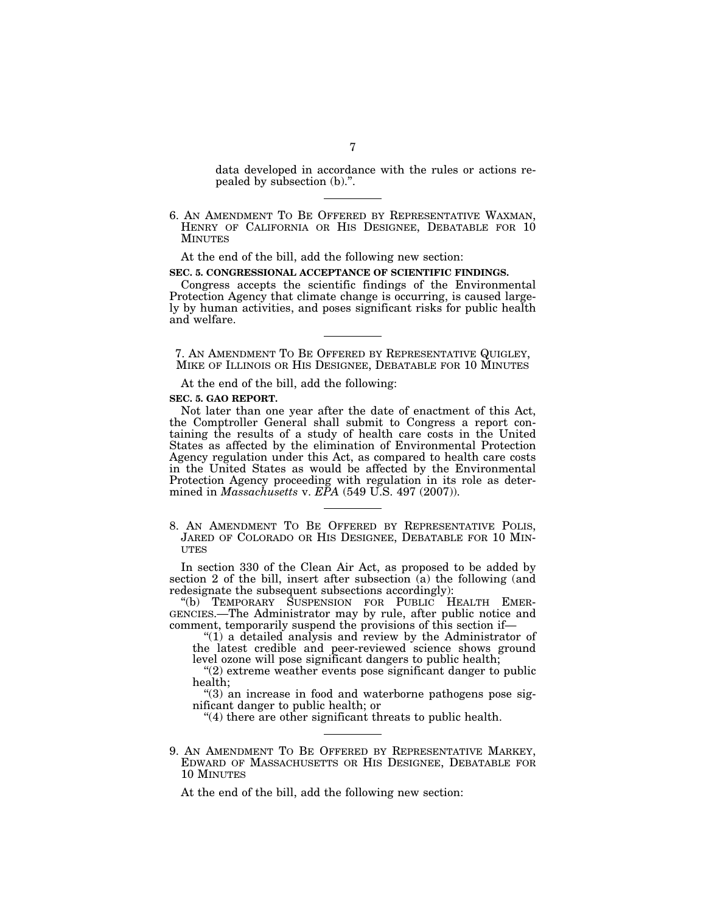data developed in accordance with the rules or actions repealed by subsection (b).''.

---

6. AN AMENDMENT TO BE OFFERED BY REPRESENTATIVE WAXMAN, HENRY OF CALIFORNIA OR HIS DESIGNEE, DEBATABLE FOR 10 MINUTES

At the end of the bill, add the following new section:

**SEC. 5. CONGRESSIONAL ACCEPTANCE OF SCIENTIFIC FINDINGS.**

Congress accepts the scientific findings of the Environmental Protection Agency that climate change is occurring, is caused largely by human activities, and poses significant risks for public health and welfare.

---

7. AN AMENDMENT TO BE OFFERED BY REPRESENTATIVE QUIGLEY, MIKE OF ILLINOIS OR HIS DESIGNEE, DEBATABLE FOR 10 MINUTES

At the end of the bill, add the following:

**SEC. 5. GAO REPORT.**

Not later than one year after the date of enactment of this Act, the Comptroller General shall submit to Congress a report containing the results of a study of health care costs in the United States as affected by the elimination of Environmental Protection Agency regulation under this Act, as compared to health care costs in the United States as would be affected by the Environmental Protection Agency proceeding with regulation in its role as determined in *Massachusetts* v. *EPA* (549 U.S. 497 (2007)).

---

8. AN AMENDMENT TO BE OFFERED BY REPRESENTATIVE POLIS, JARED OF COLORADO OR HIS DESIGNEE, DEBATABLE FOR 10 MINUTES

In section 330 of the Clean Air Act, as proposed to be added by section 2 of the bill, insert after subsection (a) the following (and redesignate the subsequent subsections accordingly):

''(b) TEMPORARY SUSPENSION FOR PUBLIC HEALTH EMERGENCIES.—The Administrator may by rule, after public notice and comment, temporarily suspend the provisions of this section if—

''(1) a detailed analysis and review by the Administrator of the latest credible and peer-reviewed science shows ground level ozone will pose significant dangers to public health;

''(2) extreme weather events pose significant danger to public health;

''(3) an increase in food and waterborne pathogens pose significant danger to public health; or

''(4) there are other significant threats to public health.

---

9. AN AMENDMENT TO BE OFFERED BY REPRESENTATIVE MARKEY, EDWARD OF MASSACHUSETTS OR HIS DESIGNEE, DEBATABLE FOR 10 MINUTES

At the end of the bill, add the following new section: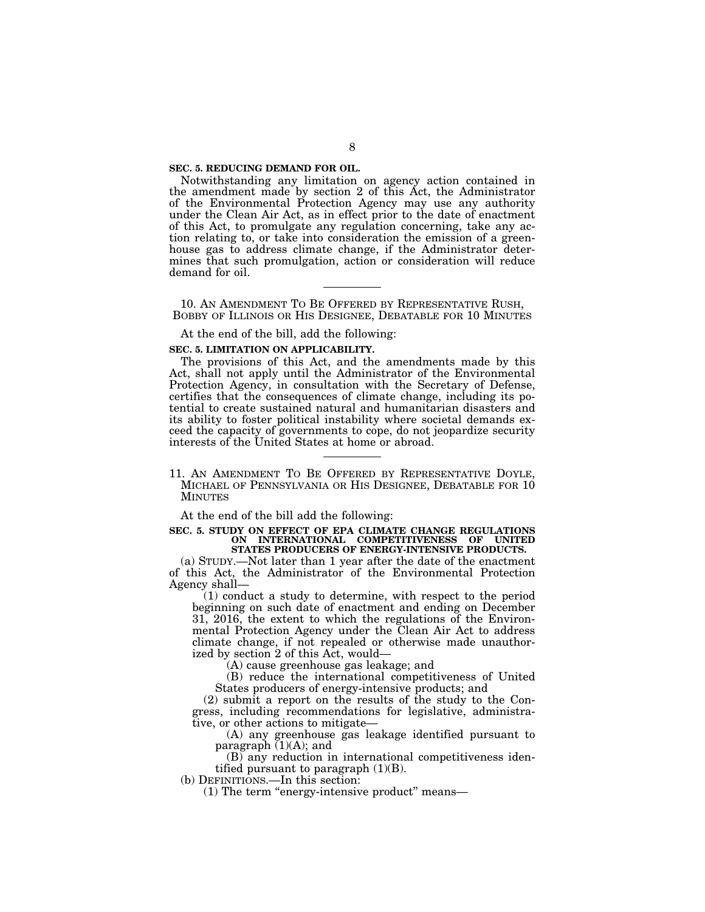**SEC. 5. REDUCING DEMAND FOR OIL.**

Notwithstanding any limitation on agency action contained in the amendment made by section 2 of this Act, the Administrator of the Environmental Protection Agency may use any authority under the Clean Air Act, as in effect prior to the date of enactment of this Act, to promulgate any regulation concerning, take any action relating to, or take into consideration the emission of a greenhouse gas to address climate change, if the Administrator determines that such promulgation, action or consideration will reduce demand for oil.

---

10. AN AMENDMENT TO BE OFFERED BY REPRESENTATIVE RUSH, BOBBY OF ILLINOIS OR HIS DESIGNEE, DEBATABLE FOR 10 MINUTES

At the end of the bill, add the following:

**SEC. 5. LIMITATION ON APPLICABILITY.**

The provisions of this Act, and the amendments made by this Act, shall not apply until the Administrator of the Environmental Protection Agency, in consultation with the Secretary of Defense, certifies that the consequences of climate change, including its potential to create sustained natural and humanitarian disasters and its ability to foster political instability where societal demands exceed the capacity of governments to cope, do not jeopardize security interests of the United States at home or abroad.

---

11. AN AMENDMENT TO BE OFFERED BY REPRESENTATIVE DOYLE, MICHAEL OF PENNSYLVANIA OR HIS DESIGNEE, DEBATABLE FOR 10 MINUTES

At the end of the bill add the following:

**SEC. 5. STUDY ON EFFECT OF EPA CLIMATE CHANGE REGULATIONS ON INTERNATIONAL COMPETITIVENESS OF UNITED STATES PRODUCERS OF ENERGY-INTENSIVE PRODUCTS.**

(a) STUDY.—Not later than 1 year after the date of the enactment of this Act, the Administrator of the Environmental Protection Agency shall—

(1) conduct a study to determine, with respect to the period beginning on such date of enactment and ending on December 31, 2016, the extent to which the regulations of the Environmental Protection Agency under the Clean Air Act to address climate change, if not repealed or otherwise made unauthorized by section 2 of this Act, would—

(A) cause greenhouse gas leakage; and

(B) reduce the international competitiveness of United States producers of energy-intensive products; and

(2) submit a report on the results of the study to the Congress, including recommendations for legislative, administrative, or other actions to mitigate—

(A) any greenhouse gas leakage identified pursuant to paragraph (1)(A); and

(B) any reduction in international competitiveness identified pursuant to paragraph (1)(B).

(b) DEFINITIONS.—In this section:

(1) The term "energy-intensive product" means—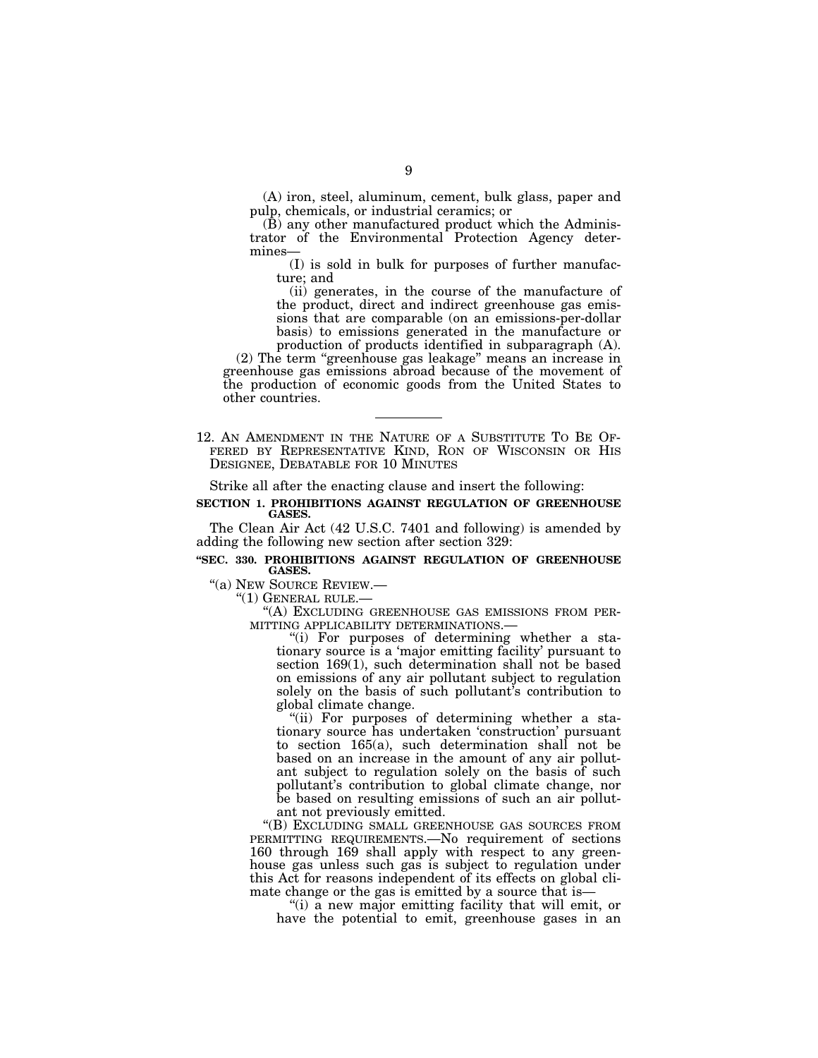(A) iron, steel, aluminum, cement, bulk glass, paper and pulp, chemicals, or industrial ceramics; or

(B) any other manufactured product which the Administrator of the Environmental Protection Agency determines—

(I) is sold in bulk for purposes of further manufacture; and

(ii) generates, in the course of the manufacture of the product, direct and indirect greenhouse gas emissions that are comparable (on an emissions-per-dollar basis) to emissions generated in the manufacture or production of products identified in subparagraph (A).

(2) The term "greenhouse gas leakage" means an increase in greenhouse gas emissions abroad because of the movement of the production of economic goods from the United States to other countries.

---

12. AN AMENDMENT IN THE NATURE OF A SUBSTITUTE TO BE OFFERED BY REPRESENTATIVE KIND, RON OF WISCONSIN OR HIS DESIGNEE, DEBATABLE FOR 10 MINUTES

Strike all after the enacting clause and insert the following:

**SECTION 1. PROHIBITIONS AGAINST REGULATION OF GREENHOUSE GASES.**

The Clean Air Act (42 U.S.C. 7401 and following) is amended by adding the following new section after section 329:

**"SEC. 330. PROHIBITIONS AGAINST REGULATION OF GREENHOUSE GASES.**

"(a) NEW SOURCE REVIEW.—

"(1) GENERAL RULE.—

"(A) EXCLUDING GREENHOUSE GAS EMISSIONS FROM PERMITTING APPLICABILITY DETERMINATIONS.—

"(i) For purposes of determining whether a stationary source is a 'major emitting facility' pursuant to section 169(1), such determination shall not be based on emissions of any air pollutant subject to regulation solely on the basis of such pollutant's contribution to global climate change.

"(ii) For purposes of determining whether a stationary source has undertaken 'construction' pursuant to section 165(a), such determination shall not be based on an increase in the amount of any air pollutant subject to regulation solely on the basis of such pollutant's contribution to global climate change, nor be based on resulting emissions of such an air pollutant not previously emitted.

"(B) EXCLUDING SMALL GREENHOUSE GAS SOURCES FROM PERMITTING REQUIREMENTS.—No requirement of sections 160 through 169 shall apply with respect to any greenhouse gas unless such gas is subject to regulation under this Act for reasons independent of its effects on global climate change or the gas is emitted by a source that is—

"(i) a new major emitting facility that will emit, or have the potential to emit, greenhouse gases in an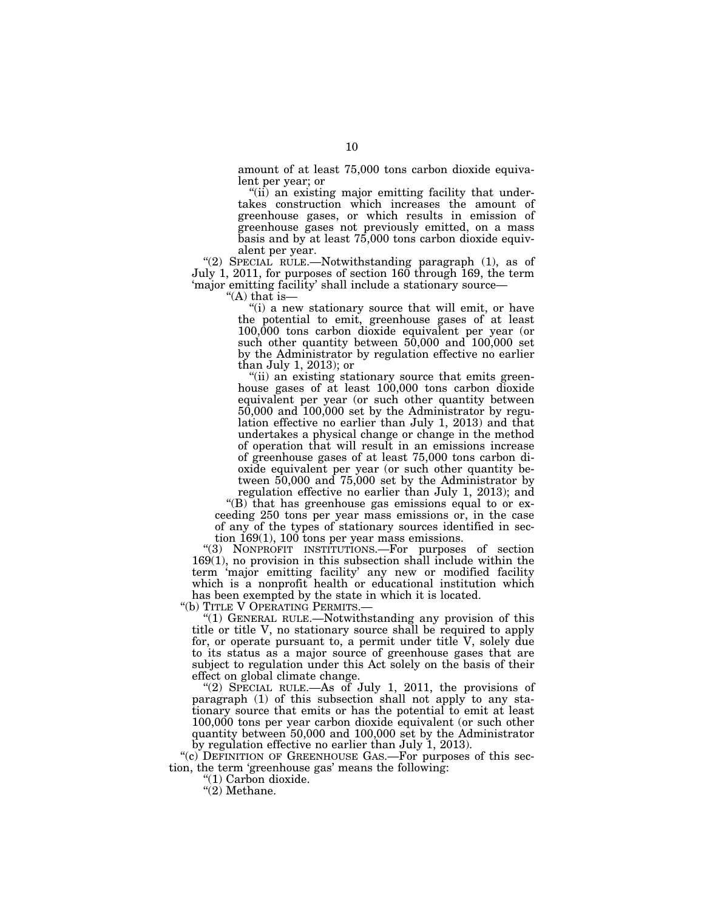amount of at least 75,000 tons carbon dioxide equivalent per year; or

"(ii) an existing major emitting facility that undertakes construction which increases the amount of greenhouse gases, or which results in emission of greenhouse gases not previously emitted, on a mass basis and by at least 75,000 tons carbon dioxide equivalent per year.

"(2) SPECIAL RULE.—Notwithstanding paragraph (1), as of July 1, 2011, for purposes of section 160 through 169, the term 'major emitting facility' shall include a stationary source—

"(A) that is—

"(i) a new stationary source that will emit, or have the potential to emit, greenhouse gases of at least 100,000 tons carbon dioxide equivalent per year (or such other quantity between 50,000 and 100,000 set by the Administrator by regulation effective no earlier than July 1, 2013); or

"(ii) an existing stationary source that emits greenhouse gases of at least 100,000 tons carbon dioxide equivalent per year (or such other quantity between 50,000 and 100,000 set by the Administrator by regulation effective no earlier than July 1, 2013) and that undertakes a physical change or change in the method of operation that will result in an emissions increase of greenhouse gases of at least 75,000 tons carbon dioxide equivalent per year (or such other quantity between 50,000 and 75,000 set by the Administrator by regulation effective no earlier than July 1, 2013); and

"(B) that has greenhouse gas emissions equal to or exceeding 250 tons per year mass emissions or, in the case of any of the types of stationary sources identified in section 169(1), 100 tons per year mass emissions.

"(3) NONPROFIT INSTITUTIONS.—For purposes of section 169(1), no provision in this subsection shall include within the term 'major emitting facility' any new or modified facility which is a nonprofit health or educational institution which has been exempted by the state in which it is located.

"(b) TITLE V OPERATING PERMITS.—

"(1) GENERAL RULE.—Notwithstanding any provision of this title or title V, no stationary source shall be required to apply for, or operate pursuant to, a permit under title V, solely due to its status as a major source of greenhouse gases that are subject to regulation under this Act solely on the basis of their effect on global climate change.

"(2) SPECIAL RULE.—As of July 1, 2011, the provisions of paragraph (1) of this subsection shall not apply to any stationary source that emits or has the potential to emit at least 100,000 tons per year carbon dioxide equivalent (or such other quantity between 50,000 and 100,000 set by the Administrator by regulation effective no earlier than July 1, 2013).

"(c) DEFINITION OF GREENHOUSE GAS.—For purposes of this section, the term 'greenhouse gas' means the following:

"(1) Carbon dioxide.

"(2) Methane.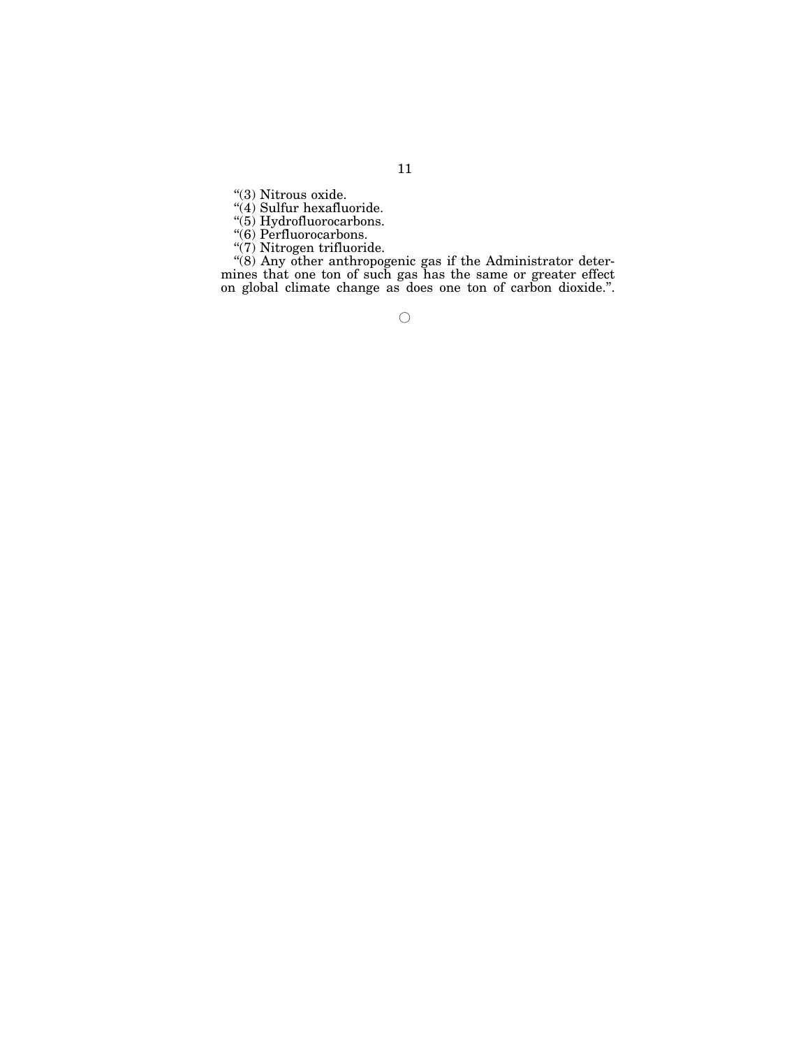"(3) Nitrous oxide.

"(4) Sulfur hexafluoride.

"(5) Hydrofluorocarbons.

"(6) Perfluorocarbons.

"(7) Nitrogen trifluoride.

"(8) Any other anthropogenic gas if the Administrator determines that one ton of such gas has the same or greater effect on global climate change as does one ton of carbon dioxide.".

○